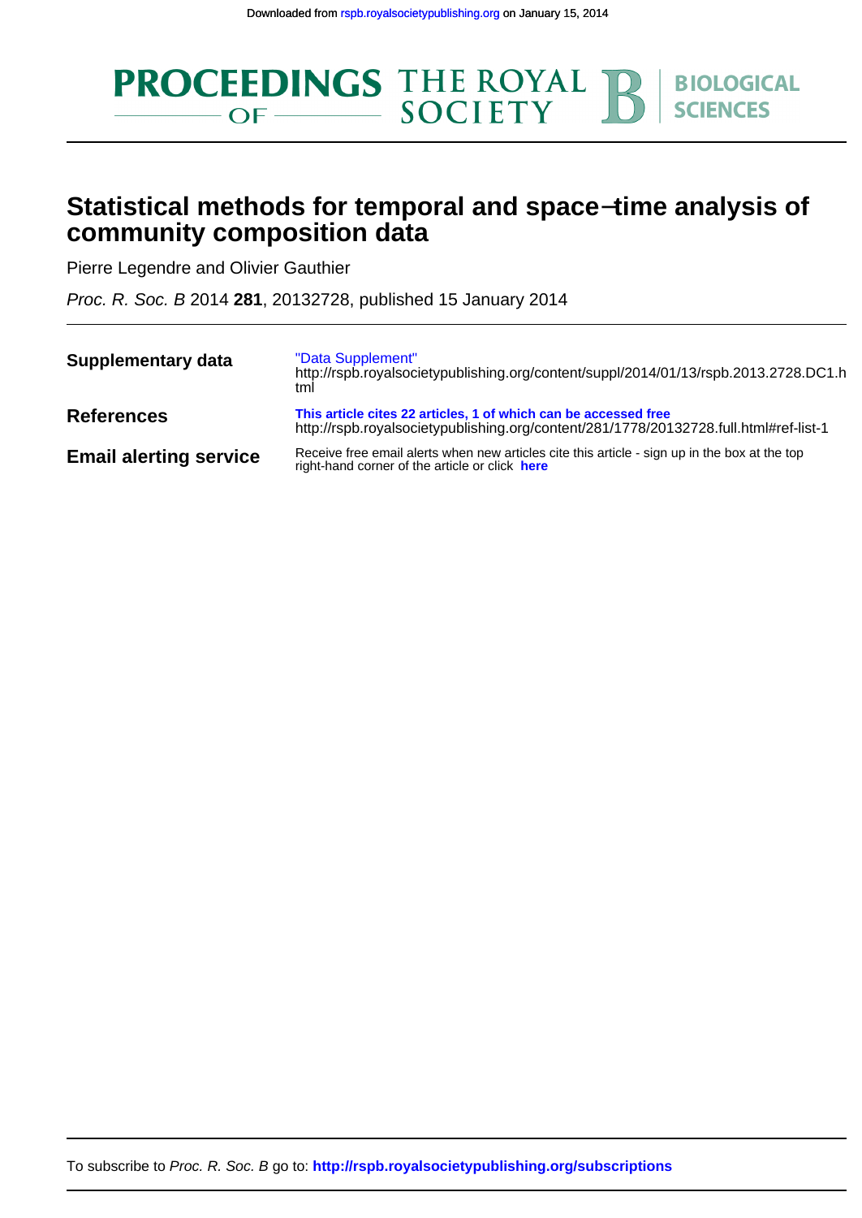Downloaded from rspb.royalsocietypublishing.org on January 15, 2014

# Statistical methods for temporal and space–time analysis of community composition data

Pierre Legendre and Olivier Gauthier

*Proc. R. Soc. B* 2014 **281**, 20132728, published 15 January 2014

| | |
|---|---|
| **Supplementary data** | "Data Supplement" http://rspb.royalsocietypublishing.org/content/suppl/2014/01/13/rspb.2013.2728.DC1.html |
| **References** | **This article cites 22 articles, 1 of which can be accessed free** http://rspb.royalsocietypublishing.org/content/281/1778/20132728.full.html#ref-list-1 |
| **Email alerting service** | Receive free email alerts when new articles cite this article - sign up in the box at the top right-hand corner of the article or click **here** |

To subscribe to *Proc. R. Soc. B* go to: **http://rspb.royalsocietypublishing.org/subscriptions**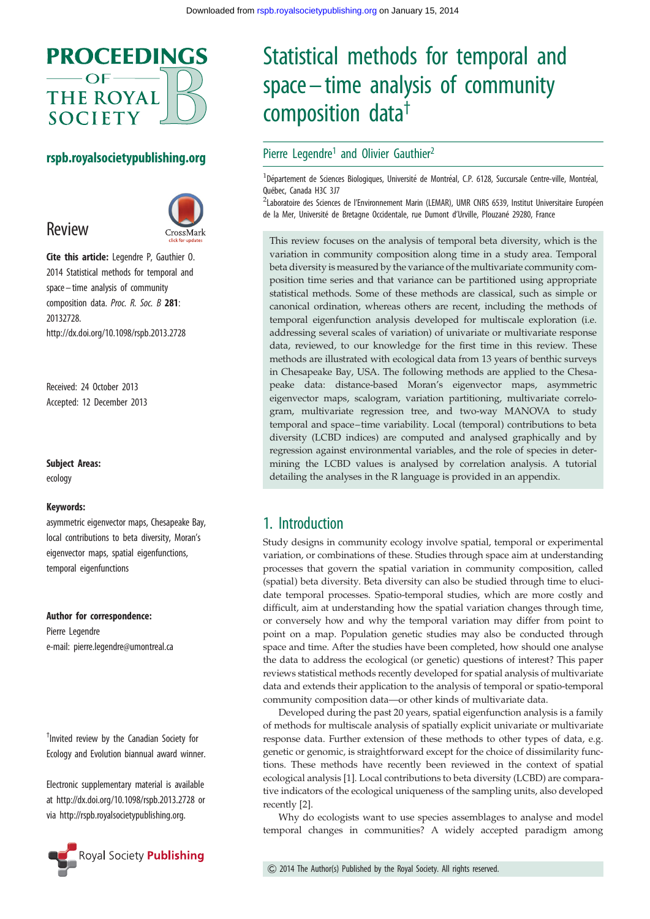# Statistical methods for temporal and space–time analysis of community composition data[†]

Pierre Legendre[1] and Olivier Gauthier[2]

[1]Département de Sciences Biologiques, Université de Montréal, C.P. 6128, Succursale Centre-ville, Montréal, Québec, Canada H3C 3J7

[2]Laboratoire des Sciences de l'Environnement Marin (LEMAR), UMR CNRS 6539, Institut Universitaire Européen de la Mer, Université de Bretagne Occidentale, rue Dumont d'Urville, Plouzané 29280, France

**Review**

**Cite this article:** Legendre P, Gauthier O. 2014 Statistical methods for temporal and space–time analysis of community composition data. *Proc. R. Soc. B* **281**: 20132728. http://dx.doi.org/10.1098/rspb.2013.2728

Received: 24 October 2013
Accepted: 12 December 2013

**Subject Areas:**
ecology

**Keywords:**
asymmetric eigenvector maps, Chesapeake Bay, local contributions to beta diversity, Moran's eigenvector maps, spatial eigenfunctions, temporal eigenfunctions

**Author for correspondence:**
Pierre Legendre
e-mail: pierre.legendre@umontreal.ca

[†]Invited review by the Canadian Society for Ecology and Evolution biannual award winner.

Electronic supplementary material is available at http://dx.doi.org/10.1098/rspb.2013.2728 or via http://rspb.royalsocietypublishing.org.

This review focuses on the analysis of temporal beta diversity, which is the variation in community composition along time in a study area. Temporal beta diversity is measured by the variance of the multivariate community composition time series and that variance can be partitioned using appropriate statistical methods. Some of these methods are classical, such as simple or canonical ordination, whereas others are recent, including the methods of temporal eigenfunction analysis developed for multiscale exploration (i.e. addressing several scales of variation) of univariate or multivariate response data, reviewed, to our knowledge for the first time in this review. These methods are illustrated with ecological data from 13 years of benthic surveys in Chesapeake Bay, USA. The following methods are applied to the Chesapeake data: distance-based Moran's eigenvector maps, asymmetric eigenvector maps, scalogram, variation partitioning, multivariate correlogram, multivariate regression tree, and two-way MANOVA to study temporal and space–time variability. Local (temporal) contributions to beta diversity (LCBD indices) are computed and analysed graphically and by regression against environmental variables, and the role of species in determining the LCBD values is analysed by correlation analysis. A tutorial detailing the analyses in the R language is provided in an appendix.

## 1. Introduction

Study designs in community ecology involve spatial, temporal or experimental variation, or combinations of these. Studies through space aim at understanding processes that govern the spatial variation in community composition, called (spatial) beta diversity. Beta diversity can also be studied through time to elucidate temporal processes. Spatio-temporal studies, which are more costly and difficult, aim at understanding how the spatial variation changes through time, or conversely how and why the temporal variation may differ from point to point on a map. Population genetic studies may also be conducted through space and time. After the studies have been completed, how should one analyse the data to address the ecological (or genetic) questions of interest? This paper reviews statistical methods recently developed for spatial analysis of multivariate data and extends their application to the analysis of temporal or spatio-temporal community composition data—or other kinds of multivariate data.

Developed during the past 20 years, spatial eigenfunction analysis is a family of methods for multiscale analysis of spatially explicit univariate or multivariate response data. Further extension of these methods to other types of data, e.g. genetic or genomic, is straightforward except for the choice of dissimilarity functions. These methods have recently been reviewed in the context of spatial ecological analysis [1]. Local contributions to beta diversity (LCBD) are comparative indicators of the ecological uniqueness of the sampling units, also developed recently [2].

Why do ecologists want to use species assemblages to analyse and model temporal changes in communities? A widely accepted paradigm among

© 2014 The Author(s) Published by the Royal Society. All rights reserved.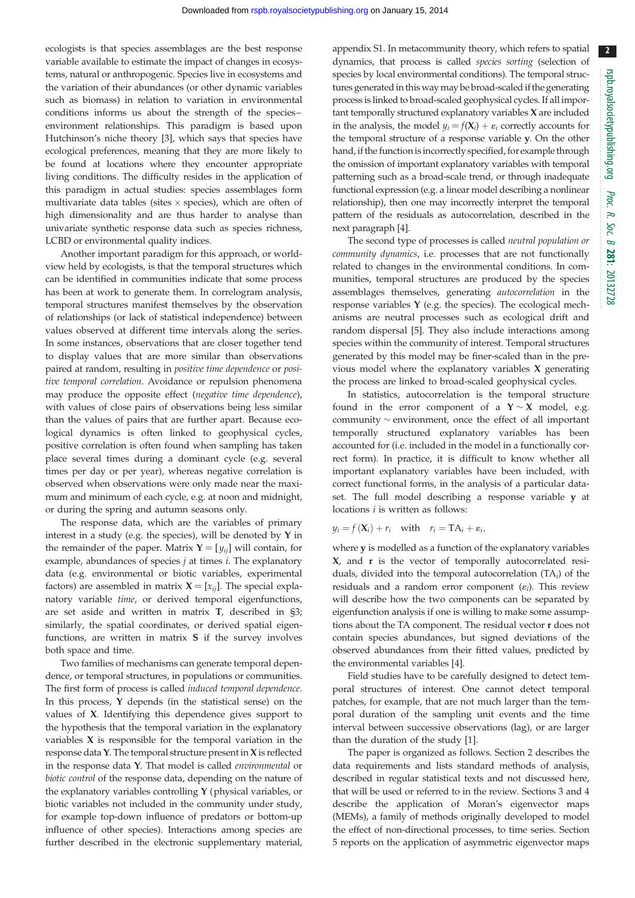ecologists is that species assemblages are the best response variable available to estimate the impact of changes in ecosystems, natural or anthropogenic. Species live in ecosystems and the variation of their abundances (or other dynamic variables such as biomass) in relation to variation in environmental conditions informs us about the strength of the species–environment relationships. This paradigm is based upon Hutchinson's niche theory [3], which says that species have ecological preferences, meaning that they are more likely to be found at locations where they encounter appropriate living conditions. The difficulty resides in the application of this paradigm in actual studies: species assemblages form multivariate data tables (sites × species), which are often of high dimensionality and are thus harder to analyse than univariate synthetic response data such as species richness, LCBD or environmental quality indices.

Another important paradigm for this approach, or world-view held by ecologists, is that the temporal structures which can be identified in communities indicate that some process has been at work to generate them. In correlogram analysis, temporal structures manifest themselves by the observation of relationships (or lack of statistical independence) between values observed at different time intervals along the series. In some instances, observations that are closer together tend to display values that are more similar than observations paired at random, resulting in *positive time dependence* or *positive temporal correlation*. Avoidance or repulsion phenomena may produce the opposite effect (*negative time dependence*), with values of close pairs of observations being less similar than the values of pairs that are further apart. Because ecological dynamics is often linked to geophysical cycles, positive correlation is often found when sampling has taken place several times during a dominant cycle (e.g. several times per day or per year), whereas negative correlation is observed when observations were only made near the maximum and minimum of each cycle, e.g. at noon and midnight, or during the spring and autumn seasons only.

The response data, which are the variables of primary interest in a study (e.g. the species), will be denoted by $\mathbf{Y}$ in the remainder of the paper. Matrix $\mathbf{Y} = [y_{ij}]$ will contain, for example, abundances of species $j$ at times $i$. The explanatory data (e.g. environmental or biotic variables, experimental factors) are assembled in matrix $\mathbf{X} = [x_{ij}]$. The special explanatory variable *time*, or derived temporal eigenfunctions, are set aside and written in matrix $\mathbf{T}$, described in §3; similarly, the spatial coordinates, or derived spatial eigenfunctions, are written in matrix $\mathbf{S}$ if the survey involves both space and time.

Two families of mechanisms can generate temporal dependence, or temporal structures, in populations or communities. The first form of process is called *induced temporal dependence*. In this process, $\mathbf{Y}$ depends (in the statistical sense) on the values of $\mathbf{X}$. Identifying this dependence gives support to the hypothesis that the temporal variation in the explanatory variables $\mathbf{X}$ is responsible for the temporal variation in the response data $\mathbf{Y}$. The temporal structure present in $\mathbf{X}$ is reflected in the response data $\mathbf{Y}$. That model is called *environmental* or *biotic control* of the response data, depending on the nature of the explanatory variables controlling $\mathbf{Y}$ (physical variables, or biotic variables not included in the community under study, for example top-down influence of predators or bottom-up influence of other species). Interactions among species are further described in the electronic supplementary material, appendix S1. In metacommunity theory, which refers to spatial dynamics, that process is called *species sorting* (selection of species by local environmental conditions). The temporal structures generated in this way may be broad-scaled if the generating process is linked to broad-scaled geophysical cycles. If all important temporally structured explanatory variables $\mathbf{X}$ are included in the analysis, the model $y_i = f(\mathbf{X}_i) + \varepsilon_i$ correctly accounts for the temporal structure of a response variable $\mathbf{y}$. On the other hand, if the function is incorrectly specified, for example through the omission of important explanatory variables with temporal patterning such as a broad-scale trend, or through inadequate functional expression (e.g. a linear model describing a nonlinear relationship), then one may incorrectly interpret the temporal pattern of the residuals as autocorrelation, described in the next paragraph [4].

The second type of processes is called *neutral population or community dynamics*, i.e. processes that are not functionally related to changes in the environmental conditions. In communities, temporal structures are produced by the species assemblages themselves, generating *autocorrelation* in the response variables $\mathbf{Y}$ (e.g. the species). The ecological mechanisms are neutral processes such as ecological drift and random dispersal [5]. They also include interactions among species within the community of interest. Temporal structures generated by this model may be finer-scaled than in the previous model where the explanatory variables $\mathbf{X}$ generating the process are linked to broad-scaled geophysical cycles.

In statistics, autocorrelation is the temporal structure found in the error component of a $\mathbf{Y} \sim \mathbf{X}$ model, e.g. community ∼ environment, once the effect of all important temporally structured explanatory variables has been accounted for (i.e. included in the model in a functionally correct form). In practice, it is difficult to know whether all important explanatory variables have been included, with correct functional forms, in the analysis of a particular dataset. The full model describing a response variable $\mathbf{y}$ at locations $i$ is written as follows:

$$y_i = f(\mathbf{X}_i) + r_i \quad \text{with} \quad r_i = \mathrm{TA}_i + \varepsilon_i,$$

where $\mathbf{y}$ is modelled as a function of the explanatory variables $\mathbf{X}$, and $\mathbf{r}$ is the vector of temporally autocorrelated residuals, divided into the temporal autocorrelation ($\mathrm{TA}_i$) of the residuals and a random error component ($\varepsilon_i$). This review will describe how the two components can be separated by eigenfunction analysis if one is willing to make some assumptions about the TA component. The residual vector $\mathbf{r}$ does not contain species abundances, but signed deviations of the observed abundances from their fitted values, predicted by the environmental variables [4].

Field studies have to be carefully designed to detect temporal structures of interest. One cannot detect temporal patches, for example, that are not much larger than the temporal duration of the sampling unit events and the time interval between successive observations (lag), or are larger than the duration of the study [1].

The paper is organized as follows. Section 2 describes the data requirements and lists standard methods of analysis, described in regular statistical texts and not discussed here, that will be used or referred to in the review. Sections 3 and 4 describe the application of Moran's eigenvector maps (MEMs), a family of methods originally developed to model the effect of non-directional processes, to time series. Section 5 reports on the application of asymmetric eigenvector maps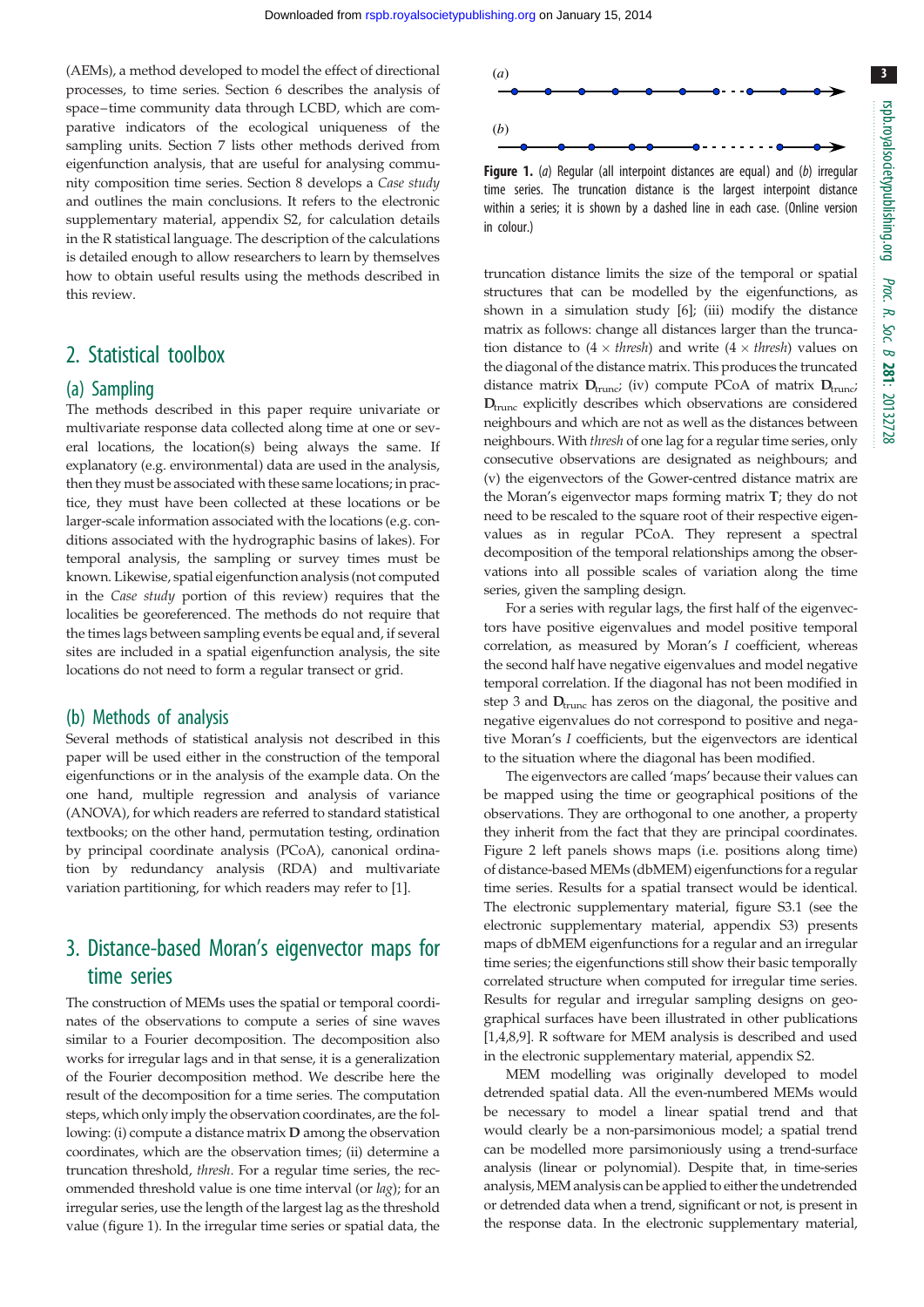(AEMs), a method developed to model the effect of directional processes, to time series. Section 6 describes the analysis of space–time community data through LCBD, which are comparative indicators of the ecological uniqueness of the sampling units. Section 7 lists other methods derived from eigenfunction analysis, that are useful for analysing community composition time series. Section 8 develops a *Case study* and outlines the main conclusions. It refers to the electronic supplementary material, appendix S2, for calculation details in the R statistical language. The description of the calculations is detailed enough to allow researchers to learn by themselves how to obtain useful results using the methods described in this review.

## 2. Statistical toolbox

### (a) Sampling

The methods described in this paper require univariate or multivariate response data collected along time at one or several locations, the location(s) being always the same. If explanatory (e.g. environmental) data are used in the analysis, then they must be associated with these same locations; in practice, they must have been collected at these locations or be larger-scale information associated with the locations (e.g. conditions associated with the hydrographic basins of lakes). For temporal analysis, the sampling or survey times must be known. Likewise, spatial eigenfunction analysis (not computed in the *Case study* portion of this review) requires that the localities be georeferenced. The methods do not require that the times lags between sampling events be equal and, if several sites are included in a spatial eigenfunction analysis, the site locations do not need to form a regular transect or grid.

### (b) Methods of analysis

Several methods of statistical analysis not described in this paper will be used either in the construction of the temporal eigenfunctions or in the analysis of the example data. On the one hand, multiple regression and analysis of variance (ANOVA), for which readers are referred to standard statistical textbooks; on the other hand, permutation testing, ordination by principal coordinate analysis (PCoA), canonical ordination by redundancy analysis (RDA) and multivariate variation partitioning, for which readers may refer to [1].

## 3. Distance-based Moran's eigenvector maps for time series

The construction of MEMs uses the spatial or temporal coordinates of the observations to compute a series of sine waves similar to a Fourier decomposition. The decomposition also works for irregular lags and in that sense, it is a generalization of the Fourier decomposition method. We describe here the result of the decomposition for a time series. The computation steps, which only imply the observation coordinates, are the following: (i) compute a distance matrix $\mathbf{D}$ among the observation coordinates, which are the observation times; (ii) determine a truncation threshold, *thresh*. For a regular time series, the recommended threshold value is one time interval (or *lag*); for an irregular series, use the length of the largest lag as the threshold value (figure 1). In the irregular time series or spatial data, the truncation distance limits the size of the temporal or spatial structures that can be modelled by the eigenfunctions, as shown in a simulation study [6]; (iii) modify the distance matrix as follows: change all distances larger than the truncation distance to ($4 \times thresh$) and write ($4 \times thresh$) values on the diagonal of the distance matrix. This produces the truncated distance matrix $\mathbf{D}_{\mathrm{trunc}}$; (iv) compute PCoA of matrix $\mathbf{D}_{\mathrm{trunc}}$; $\mathbf{D}_{\mathrm{trunc}}$ explicitly describes which observations are considered neighbours and which are not as well as the distances between neighbours. With *thresh* of one lag for a regular time series, only consecutive observations are designated as neighbours; and (v) the eigenvectors of the Gower-centred distance matrix are the Moran's eigenvector maps forming matrix $\mathbf{T}$; they do not need to be rescaled to the square root of their respective eigenvalues as in regular PCoA. They represent a spectral decomposition of the temporal relationships among the observations into all possible scales of variation along the time series, given the sampling design.

(a)

(b)

**Figure 1.** (*a*) Regular (all interpoint distances are equal) and (*b*) irregular time series. The truncation distance is the largest interpoint distance within a series; it is shown by a dashed line in each case. (Online version in colour.)

For a series with regular lags, the first half of the eigenvectors have positive eigenvalues and model positive temporal correlation, as measured by Moran's *I* coefficient, whereas the second half have negative eigenvalues and model negative temporal correlation. If the diagonal has not been modified in step 3 and $\mathbf{D}_{\mathrm{trunc}}$ has zeros on the diagonal, the positive and negative eigenvalues do not correspond to positive and negative Moran's *I* coefficients, but the eigenvectors are identical to the situation where the diagonal has been modified.

The eigenvectors are called 'maps' because their values can be mapped using the time or geographical positions of the observations. They are orthogonal to one another, a property they inherit from the fact that they are principal coordinates. Figure 2 left panels shows maps (i.e. positions along time) of distance-based MEMs (dbMEM) eigenfunctions for a regular time series. Results for a spatial transect would be identical. The electronic supplementary material, figure S3.1 (see the electronic supplementary material, appendix S3) presents maps of dbMEM eigenfunctions for a regular and an irregular time series; the eigenfunctions still show their basic temporally correlated structure when computed for irregular time series. Results for regular and irregular sampling designs on geographical surfaces have been illustrated in other publications [1,4,8,9]. R software for MEM analysis is described and used in the electronic supplementary material, appendix S2.

MEM modelling was originally developed to model detrended spatial data. All the even-numbered MEMs would be necessary to model a linear spatial trend and that would clearly be a non-parsimonious model; a spatial trend can be modelled more parsimoniously using a trend-surface analysis (linear or polynomial). Despite that, in time-series analysis, MEM analysis can be applied to either the undetrended or detrended data when a trend, significant or not, is present in the response data. In the electronic supplementary material,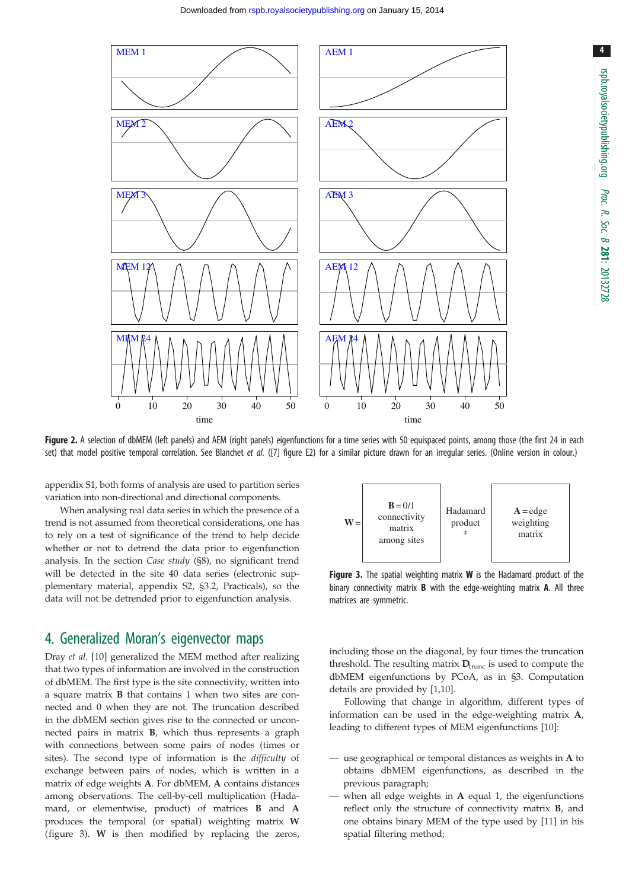**Figure 2.** A selection of dbMEM (left panels) and AEM (right panels) eigenfunctions for a time series with 50 equispaced points, among those (the first 24 in each set) that model positive temporal correlation. See Blanchet *et al.* ([7] figure E2) for a similar picture drawn for an irregular series. (Online version in colour.)

appendix S1, both forms of analysis are used to partition series variation into non-directional and directional components.

When analysing real data series in which the presence of a trend is not assumed from theoretical considerations, one has to rely on a test of significance of the trend to help decide whether or not to detrend the data prior to eigenfunction analysis. In the section *Case study* (§8), no significant trend will be detected in the site 40 data series (electronic supplementary material, appendix S2, §3.2, Practicals), so the data will not be detrended prior to eigenfunction analysis.

## 4. Generalized Moran's eigenvector maps

Dray *et al.* [10] generalized the MEM method after realizing that two types of information are involved in the construction of dbMEM. The first type is the site connectivity, written into a square matrix **B** that contains 1 when two sites are connected and 0 when they are not. The truncation described in the dbMEM section gives rise to the connected or unconnected pairs in matrix **B**, which thus represents a graph with connections between some pairs of nodes (times or sites). The second type of information is the *difficulty* of exchange between pairs of nodes, which is written in a matrix of edge weights **A**. For dbMEM, **A** contains distances among observations. The cell-by-cell multiplication (Hadamard, or elementwise, product) of matrices **B** and **A** produces the temporal (or spatial) weighting matrix **W** (figure 3). **W** is then modified by replacing the zeros, including those on the diagonal, by four times the truncation threshold. The resulting matrix $\mathbf{D}_{\mathrm{trunc}}$ is used to compute the dbMEM eigenfunctions by PCoA, as in §3. Computation details are provided by [1,10].

| **W** = | **B** = 0/1 connectivity matrix among sites | Hadamard product * | **A** = edge weighting matrix |
|---|---|---|---|

**Figure 3.** The spatial weighting matrix **W** is the Hadamard product of the binary connectivity matrix **B** with the edge-weighting matrix **A**. All three matrices are symmetric.

Following that change in algorithm, different types of information can be used in the edge-weighting matrix **A**, leading to different types of MEM eigenfunctions [10]:

- use geographical or temporal distances as weights in **A** to obtains dbMEM eigenfunctions, as described in the previous paragraph;
- when all edge weights in **A** equal 1, the eigenfunctions reflect only the structure of connectivity matrix **B**, and one obtains binary MEM of the type used by [11] in his spatial filtering method;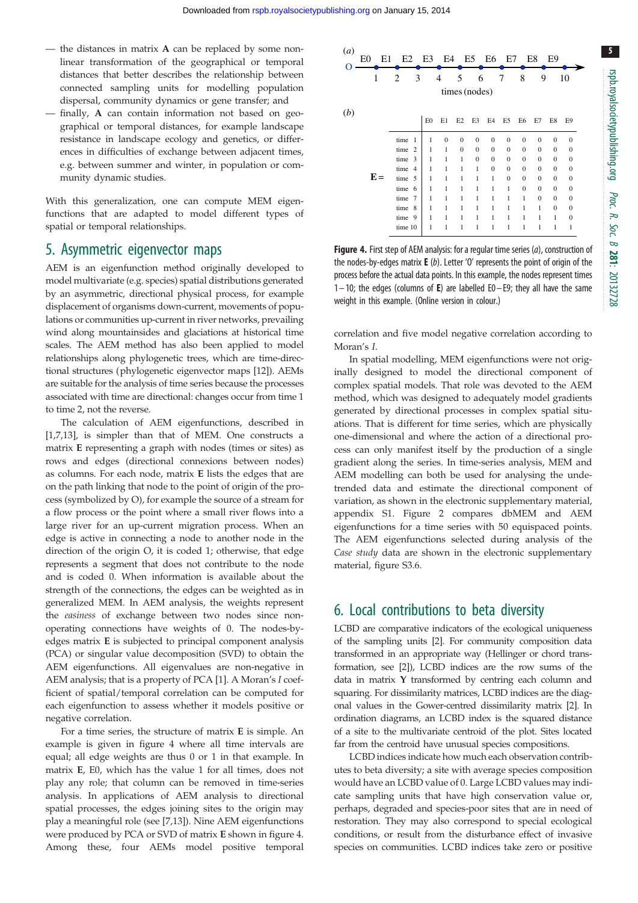- the distances in matrix **A** can be replaced by some non-linear transformation of the geographical or temporal distances that better describes the relationship between connected sampling units for modelling population dispersal, community dynamics or gene transfer; and
- finally, **A** can contain information not based on geographical or temporal distances, for example landscape resistance in landscape ecology and genetics, or differences in difficulties of exchange between adjacent times, e.g. between summer and winter, in population or community dynamic studies.

With this generalization, one can compute MEM eigenfunctions that are adapted to model different types of spatial or temporal relationships.

## 5. Asymmetric eigenvector maps

AEM is an eigenfunction method originally developed to model multivariate (e.g. species) spatial distributions generated by an asymmetric, directional physical process, for example displacement of organisms down-current, movements of populations or communities up-current in river networks, prevailing wind along mountainsides and glaciations at historical time scales. The AEM method has also been applied to model relationships along phylogenetic trees, which are time-directional structures (phylogenetic eigenvector maps [12]). AEMs are suitable for the analysis of time series because the processes associated with time are directional: changes occur from time 1 to time 2, not the reverse.

The calculation of AEM eigenfunctions, described in [1,7,13], is simpler than that of MEM. One constructs a matrix **E** representing a graph with nodes (times or sites) as rows and edges (directional connexions between nodes) as columns. For each node, matrix **E** lists the edges that are on the path linking that node to the point of origin of the process (symbolized by O), for example the source of a stream for a flow process or the point where a small river flows into a large river for an up-current migration process. When an edge is active in connecting a node to another node in the direction of the origin O, it is coded 1; otherwise, that edge represents a segment that does not contribute to the node and is coded 0. When information is available about the strength of the connections, the edges can be weighted as in generalized MEM. In AEM analysis, the weights represent the *easiness* of exchange between two nodes since non-operating connections have weights of 0. The nodes-by-edges matrix **E** is subjected to principal component analysis (PCA) or singular value decomposition (SVD) to obtain the AEM eigenfunctions. All eigenvalues are non-negative in AEM analysis; that is a property of PCA [1]. A Moran's *I* coefficient of spatial/temporal correlation can be computed for each eigenfunction to assess whether it models positive or negative correlation.

For a time series, the structure of matrix **E** is simple. An example is given in figure 4 where all time intervals are equal; all edge weights are thus 0 or 1 in that example. In matrix **E**, E0, which has the value 1 for all times, does not play any role; that column can be removed in time-series analysis. In applications of AEM analysis to directional spatial processes, the edges joining sites to the origin may play a meaningful role (see [7,13]). Nine AEM eigenfunctions were produced by PCA or SVD of matrix **E** shown in figure 4. Among these, four AEMs model positive temporal correlation and five model negative correlation according to Moran's *I*.

(*a*)

O → E0 E1 E2 E3 E4 E5 E6 E7 E8 E9; times (nodes) 1 2 3 4 5 6 7 8 9 10

(*b*)

**E** =

| | E0 | E1 | E2 | E3 | E4 | E5 | E6 | E7 | E8 | E9 |
|---|---|---|---|---|---|---|---|---|---|---|
| time 1 | 1 | 0 | 0 | 0 | 0 | 0 | 0 | 0 | 0 | 0 |
| time 2 | 1 | 1 | 0 | 0 | 0 | 0 | 0 | 0 | 0 | 0 |
| time 3 | 1 | 1 | 1 | 0 | 0 | 0 | 0 | 0 | 0 | 0 |
| time 4 | 1 | 1 | 1 | 1 | 0 | 0 | 0 | 0 | 0 | 0 |
| time 5 | 1 | 1 | 1 | 1 | 1 | 0 | 0 | 0 | 0 | 0 |
| time 6 | 1 | 1 | 1 | 1 | 1 | 1 | 0 | 0 | 0 | 0 |
| time 7 | 1 | 1 | 1 | 1 | 1 | 1 | 1 | 0 | 0 | 0 |
| time 8 | 1 | 1 | 1 | 1 | 1 | 1 | 1 | 1 | 0 | 0 |
| time 9 | 1 | 1 | 1 | 1 | 1 | 1 | 1 | 1 | 1 | 0 |
| time 10 | 1 | 1 | 1 | 1 | 1 | 1 | 1 | 1 | 1 | 1 |

**Figure 4.** First step of AEM analysis: for a regular time series (*a*), construction of the nodes-by-edges matrix **E** (*b*). Letter 'O' represents the point of origin of the process before the actual data points. In this example, the nodes represent times 1–10; the edges (columns of **E**) are labelled E0–E9; they all have the same weight in this example. (Online version in colour.)

In spatial modelling, MEM eigenfunctions were not originally designed to model the directional component of complex spatial models. That role was devoted to the AEM method, which was designed to adequately model gradients generated by directional processes in complex spatial situations. That is different for time series, which are physically one-dimensional and where the action of a directional process can only manifest itself by the production of a single gradient along the series. In time-series analysis, MEM and AEM modelling can both be used for analysing the undetrended data and estimate the directional component of variation, as shown in the electronic supplementary material, appendix S1. Figure 2 compares dbMEM and AEM eigenfunctions for a time series with 50 equispaced points. The AEM eigenfunctions selected during analysis of the *Case study* data are shown in the electronic supplementary material, figure S3.6.

## 6. Local contributions to beta diversity

LCBD are comparative indicators of the ecological uniqueness of the sampling units [2]. For community composition data transformed in an appropriate way (Hellinger or chord transformation, see [2]), LCBD indices are the row sums of the data in matrix **Y** transformed by centring each column and squaring. For dissimilarity matrices, LCBD indices are the diagonal values in the Gower-centred dissimilarity matrix [2]. In ordination diagrams, an LCBD index is the squared distance of a site to the multivariate centroid of the plot. Sites located far from the centroid have unusual species compositions.

LCBD indices indicate how much each observation contributes to beta diversity; a site with average species composition would have an LCBD value of 0. Large LCBD values may indicate sampling units that have high conservation value or, perhaps, degraded and species-poor sites that are in need of restoration. They may also correspond to special ecological conditions, or result from the disturbance effect of invasive species on communities. LCBD indices take zero or positive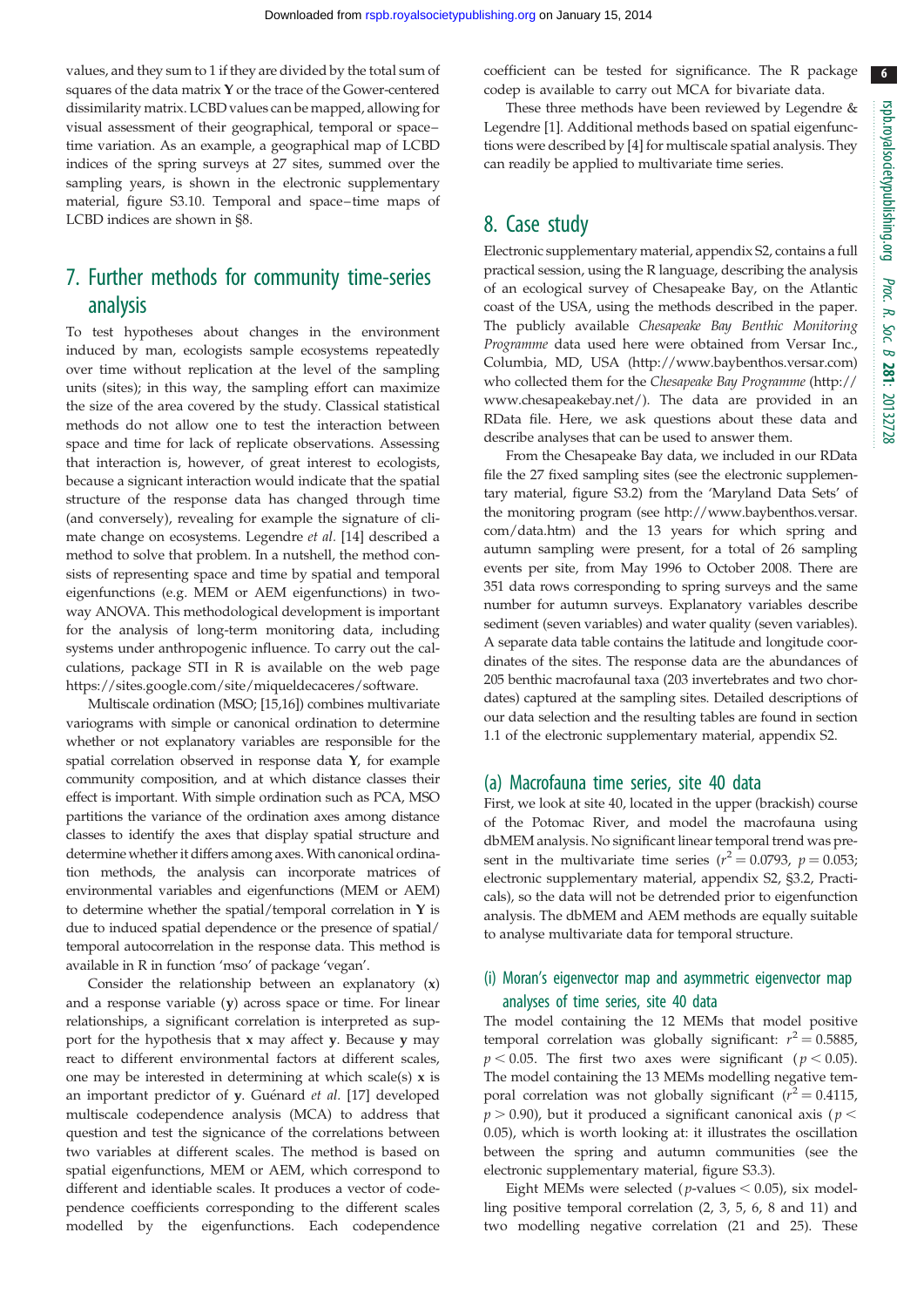values, and they sum to 1 if they are divided by the total sum of squares of the data matrix **Y** or the trace of the Gower-centered dissimilarity matrix. LCBD values can be mapped, allowing for visual assessment of their geographical, temporal or space–time variation. As an example, a geographical map of LCBD indices of the spring surveys at 27 sites, summed over the sampling years, is shown in the electronic supplementary material, figure S3.10. Temporal and space–time maps of LCBD indices are shown in §8.

## 7. Further methods for community time-series analysis

To test hypotheses about changes in the environment induced by man, ecologists sample ecosystems repeatedly over time without replication at the level of the sampling units (sites); in this way, the sampling effort can maximize the size of the area covered by the study. Classical statistical methods do not allow one to test the interaction between space and time for lack of replicate observations. Assessing that interaction is, however, of great interest to ecologists, because a signicant interaction would indicate that the spatial structure of the response data has changed through time (and conversely), revealing for example the signature of climate change on ecosystems. Legendre *et al.* [14] described a method to solve that problem. In a nutshell, the method consists of representing space and time by spatial and temporal eigenfunctions (e.g. MEM or AEM eigenfunctions) in two-way ANOVA. This methodological development is important for the analysis of long-term monitoring data, including systems under anthropogenic influence. To carry out the calculations, package STI in R is available on the web page https://sites.google.com/site/miqueldecaceres/software.

Multiscale ordination (MSO; [15,16]) combines multivariate variograms with simple or canonical ordination to determine whether or not explanatory variables are responsible for the spatial correlation observed in response data **Y**, for example community composition, and at which distance classes their effect is important. With simple ordination such as PCA, MSO partitions the variance of the ordination axes among distance classes to identify the axes that display spatial structure and determine whether it differs among axes. With canonical ordination methods, the analysis can incorporate matrices of environmental variables and eigenfunctions (MEM or AEM) to determine whether the spatial/temporal correlation in **Y** is due to induced spatial dependence or the presence of spatial/temporal autocorrelation in the response data. This method is available in R in function 'mso' of package 'vegan'.

Consider the relationship between an explanatory (**x**) and a response variable (**y**) across space or time. For linear relationships, a significant correlation is interpreted as support for the hypothesis that **x** may affect **y**. Because **y** may react to different environmental factors at different scales, one may be interested in determining at which scale(s) **x** is an important predictor of **y**. Guénard *et al.* [17] developed multiscale codependence analysis (MCA) to address that question and test the signicance of the correlations between two variables at different scales. The method is based on spatial eigenfunctions, MEM or AEM, which correspond to different and identiable scales. It produces a vector of codependence coefficients corresponding to the different scales modelled by the eigenfunctions. Each codependence coefficient can be tested for significance. The R package codep is available to carry out MCA for bivariate data.

These three methods have been reviewed by Legendre & Legendre [1]. Additional methods based on spatial eigenfunctions were described by [4] for multiscale spatial analysis. They can readily be applied to multivariate time series.

## 8. Case study

Electronic supplementary material, appendix S2, contains a full practical session, using the R language, describing the analysis of an ecological survey of Chesapeake Bay, on the Atlantic coast of the USA, using the methods described in the paper. The publicly available *Chesapeake Bay Benthic Monitoring Programme* data used here were obtained from Versar Inc., Columbia, MD, USA (http://www.baybenthos.versar.com) who collected them for the *Chesapeake Bay Programme* (http://www.chesapeakebay.net/). The data are provided in an RData file. Here, we ask questions about these data and describe analyses that can be used to answer them.

From the Chesapeake Bay data, we included in our RData file the 27 fixed sampling sites (see the electronic supplementary material, figure S3.2) from the 'Maryland Data Sets' of the monitoring program (see http://www.baybenthos.versar.com/data.htm) and the 13 years for which spring and autumn sampling were present, for a total of 26 sampling events per site, from May 1996 to October 2008. There are 351 data rows corresponding to spring surveys and the same number for autumn surveys. Explanatory variables describe sediment (seven variables) and water quality (seven variables). A separate data table contains the latitude and longitude coordinates of the sites. The response data are the abundances of 205 benthic macrofaunal taxa (203 invertebrates and two chordates) captured at the sampling sites. Detailed descriptions of our data selection and the resulting tables are found in section 1.1 of the electronic supplementary material, appendix S2.

### (a) Macrofauna time series, site 40 data

First, we look at site 40, located in the upper (brackish) course of the Potomac River, and model the macrofauna using dbMEM analysis. No significant linear temporal trend was present in the multivariate time series ($r^2 = 0.0793$, $p = 0.053$; electronic supplementary material, appendix S2, §3.2, Practicals), so the data will not be detrended prior to eigenfunction analysis. The dbMEM and AEM methods are equally suitable to analyse multivariate data for temporal structure.

#### (i) Moran's eigenvector map and asymmetric eigenvector map analyses of time series, site 40 data

The model containing the 12 MEMs that model positive temporal correlation was globally significant: $r^2 = 0.5885$, $p < 0.05$. The first two axes were significant ($p < 0.05$). The model containing the 13 MEMs modelling negative temporal correlation was not globally significant ($r^2 = 0.4115$, $p > 0.90$), but it produced a significant canonical axis ($p < 0.05$), which is worth looking at: it illustrates the oscillation between the spring and autumn communities (see the electronic supplementary material, figure S3.3).

Eight MEMs were selected ($p$-values $< 0.05$), six modelling positive temporal correlation (2, 3, 5, 6, 8 and 11) and two modelling negative correlation (21 and 25). These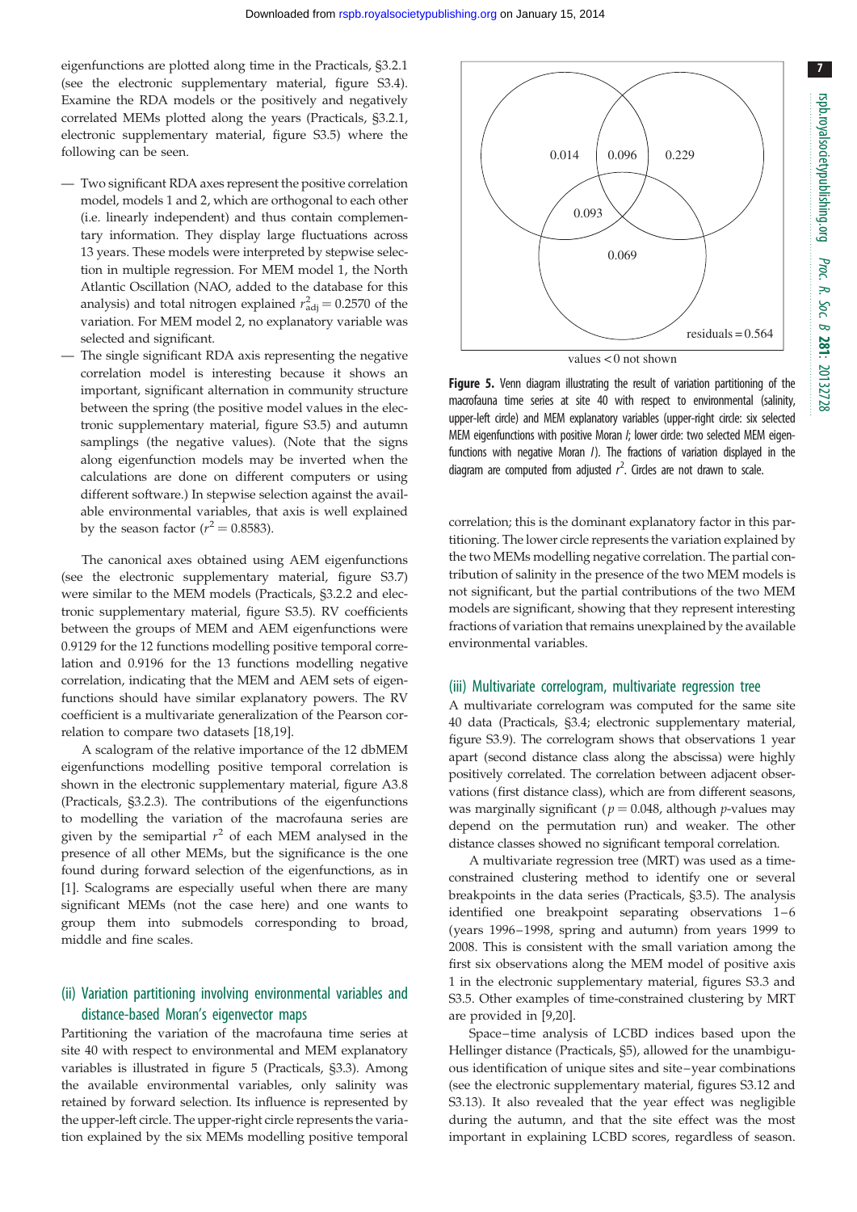eigenfunctions are plotted along time in the Practicals, §3.2.1 (see the electronic supplementary material, figure S3.4). Examine the RDA models or the positively and negatively correlated MEMs plotted along the years (Practicals, §3.2.1, electronic supplementary material, figure S3.5) where the following can be seen.

- Two significant RDA axes represent the positive correlation model, models 1 and 2, which are orthogonal to each other (i.e. linearly independent) and thus contain complementary information. They display large fluctuations across 13 years. These models were interpreted by stepwise selection in multiple regression. For MEM model 1, the North Atlantic Oscillation (NAO, added to the database for this analysis) and total nitrogen explained $r^2_{\text{adj}} = 0.2570$ of the variation. For MEM model 2, no explanatory variable was selected and significant.
- The single significant RDA axis representing the negative correlation model is interesting because it shows an important, significant alternation in community structure between the spring (the positive model values in the electronic supplementary material, figure S3.5) and autumn samplings (the negative values). (Note that the signs along eigenfunction models may be inverted when the calculations are done on different computers or using different software.) In stepwise selection against the available environmental variables, that axis is well explained by the season factor ($r^2 = 0.8583$).

The canonical axes obtained using AEM eigenfunctions (see the electronic supplementary material, figure S3.7) were similar to the MEM models (Practicals, §3.2.2 and electronic supplementary material, figure S3.5). RV coefficients between the groups of MEM and AEM eigenfunctions were 0.9129 for the 12 functions modelling positive temporal correlation and 0.9196 for the 13 functions modelling negative correlation, indicating that the MEM and AEM sets of eigenfunctions should have similar explanatory powers. The RV coefficient is a multivariate generalization of the Pearson correlation to compare two datasets [18,19].

A scalogram of the relative importance of the 12 dbMEM eigenfunctions modelling positive temporal correlation is shown in the electronic supplementary material, figure A3.8 (Practicals, §3.2.3). The contributions of the eigenfunctions to modelling the variation of the macrofauna series are given by the semipartial $r^2$ of each MEM analysed in the presence of all other MEMs, but the significance is the one found during forward selection of the eigenfunctions, as in [1]. Scalograms are especially useful when there are many significant MEMs (not the case here) and one wants to group them into submodels corresponding to broad, middle and fine scales.

### (ii) Variation partitioning involving environmental variables and distance-based Moran's eigenvector maps

Partitioning the variation of the macrofauna time series at site 40 with respect to environmental and MEM explanatory variables is illustrated in figure 5 (Practicals, §3.3). Among the available environmental variables, only salinity was retained by forward selection. Its influence is represented by the upper-left circle. The upper-right circle represents the variation explained by the six MEMs modelling positive temporal correlation; this is the dominant explanatory factor in this partitioning. The lower circle represents the variation explained by the two MEMs modelling negative correlation. The partial contribution of salinity in the presence of the two MEM models is not significant, but the partial contributions of the two MEM models are significant, showing that they represent interesting fractions of variation that remains unexplained by the available environmental variables.

**Figure 5.** Venn diagram illustrating the result of variation partitioning of the macrofauna time series at site 40 with respect to environmental (salinity, upper-left circle) and MEM explanatory variables (upper-right circle: six selected MEM eigenfunctions with positive Moran *I*; lower circle: two selected MEM eigenfunctions with negative Moran *I*). The fractions of variation displayed in the diagram are computed from adjusted $r^2$. Circles are not drawn to scale.

### (iii) Multivariate correlogram, multivariate regression tree

A multivariate correlogram was computed for the same site 40 data (Practicals, §3.4; electronic supplementary material, figure S3.9). The correlogram shows that observations 1 year apart (second distance class along the abscissa) were highly positively correlated. The correlation between adjacent observations (first distance class), which are from different seasons, was marginally significant ($p = 0.048$, although $p$-values may depend on the permutation run) and weaker. The other distance classes showed no significant temporal correlation.

A multivariate regression tree (MRT) was used as a time-constrained clustering method to identify one or several breakpoints in the data series (Practicals, §3.5). The analysis identified one breakpoint separating observations 1–6 (years 1996–1998, spring and autumn) from years 1999 to 2008. This is consistent with the small variation among the first six observations along the MEM model of positive axis 1 in the electronic supplementary material, figures S3.3 and S3.5. Other examples of time-constrained clustering by MRT are provided in [9,20].

Space–time analysis of LCBD indices based upon the Hellinger distance (Practicals, §5), allowed for the unambiguous identification of unique sites and site–year combinations (see the electronic supplementary material, figures S3.12 and S3.13). It also revealed that the year effect was negligible during the autumn, and that the site effect was the most important in explaining LCBD scores, regardless of season.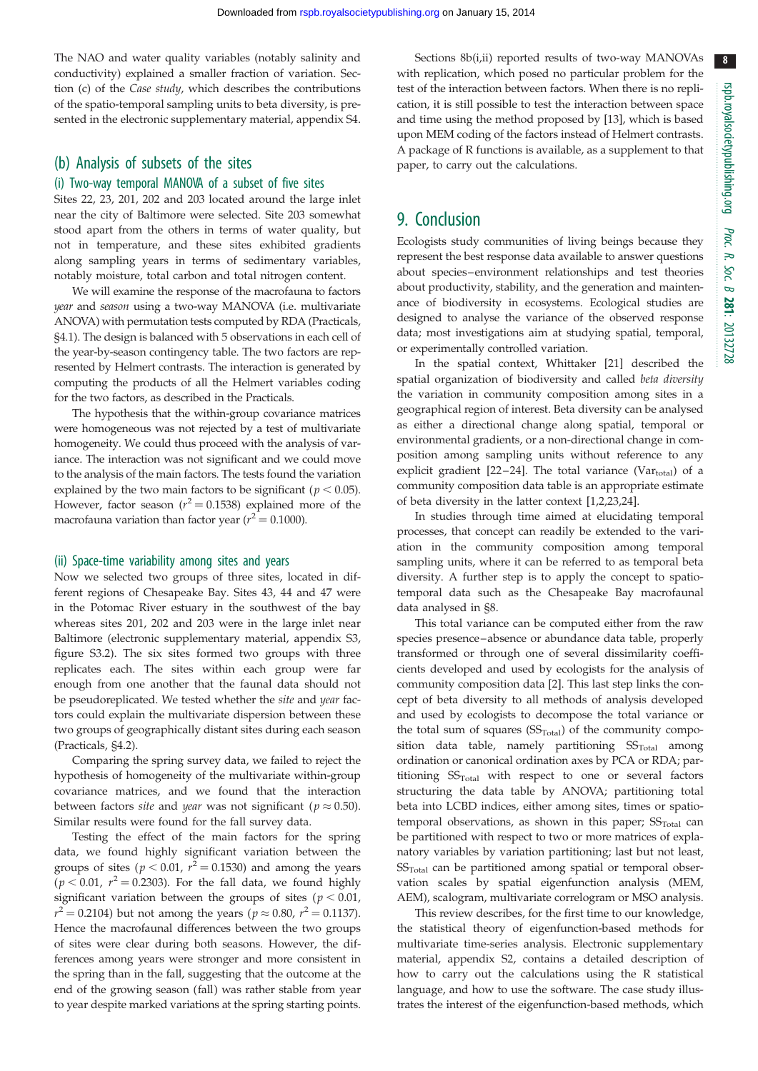The NAO and water quality variables (notably salinity and conductivity) explained a smaller fraction of variation. Section (c) of the *Case study*, which describes the contributions of the spatio-temporal sampling units to beta diversity, is presented in the electronic supplementary material, appendix S4.

## (b) Analysis of subsets of the sites

### (i) Two-way temporal MANOVA of a subset of five sites

Sites 22, 23, 201, 202 and 203 located around the large inlet near the city of Baltimore were selected. Site 203 somewhat stood apart from the others in terms of water quality, but not in temperature, and these sites exhibited gradients along sampling years in terms of sedimentary variables, notably moisture, total carbon and total nitrogen content.

We will examine the response of the macrofauna to factors *year* and *season* using a two-way MANOVA (i.e. multivariate ANOVA) with permutation tests computed by RDA (Practicals, §4.1). The design is balanced with 5 observations in each cell of the year-by-season contingency table. The two factors are represented by Helmert contrasts. The interaction is generated by computing the products of all the Helmert variables coding for the two factors, as described in the Practicals.

The hypothesis that the within-group covariance matrices were homogeneous was not rejected by a test of multivariate homogeneity. We could thus proceed with the analysis of variance. The interaction was not significant and we could move to the analysis of the main factors. The tests found the variation explained by the two main factors to be significant ($p < 0.05$). However, factor season ($r^2 = 0.1538$) explained more of the macrofauna variation than factor year ($r^2 = 0.1000$).

### (ii) Space-time variability among sites and years

Now we selected two groups of three sites, located in different regions of Chesapeake Bay. Sites 43, 44 and 47 were in the Potomac River estuary in the southwest of the bay whereas sites 201, 202 and 203 were in the large inlet near Baltimore (electronic supplementary material, appendix S3, figure S3.2). The six sites formed two groups with three replicates each. The sites within each group were far enough from one another that the faunal data should not be pseudoreplicated. We tested whether the *site* and *year* factors could explain the multivariate dispersion between these two groups of geographically distant sites during each season (Practicals, §4.2).

Comparing the spring survey data, we failed to reject the hypothesis of homogeneity of the multivariate within-group covariance matrices, and we found that the interaction between factors *site* and *year* was not significant ($p \approx 0.50$). Similar results were found for the fall survey data.

Testing the effect of the main factors for the spring data, we found highly significant variation between the groups of sites ($p < 0.01$, $r^2 = 0.1530$) and among the years ($p < 0.01$, $r^2 = 0.2303$). For the fall data, we found highly significant variation between the groups of sites ($p < 0.01$, $r^2 = 0.2104$) but not among the years ($p \approx 0.80$, $r^2 = 0.1137$). Hence the macrofaunal differences between the two groups of sites were clear during both seasons. However, the differences among years were stronger and more consistent in the spring than in the fall, suggesting that the outcome at the end of the growing season (fall) was rather stable from year to year despite marked variations at the spring starting points.

Sections 8b(i,ii) reported results of two-way MANOVAs with replication, which posed no particular problem for the test of the interaction between factors. When there is no replication, it is still possible to test the interaction between space and time using the method proposed by [13], which is based upon MEM coding of the factors instead of Helmert contrasts. A package of R functions is available, as a supplement to that paper, to carry out the calculations.

# 9. Conclusion

Ecologists study communities of living beings because they represent the best response data available to answer questions about species–environment relationships and test theories about productivity, stability, and the generation and maintenance of biodiversity in ecosystems. Ecological studies are designed to analyse the variance of the observed response data; most investigations aim at studying spatial, temporal, or experimentally controlled variation.

In the spatial context, Whittaker [21] described the spatial organization of biodiversity and called *beta diversity* the variation in community composition among sites in a geographical region of interest. Beta diversity can be analysed as either a directional change along spatial, temporal or environmental gradients, or a non-directional change in composition among sampling units without reference to any explicit gradient [22–24]. The total variance ($\text{Var}_{\text{total}}$) of a community composition data table is an appropriate estimate of beta diversity in the latter context [1,2,23,24].

In studies through time aimed at elucidating temporal processes, that concept can readily be extended to the variation in the community composition among temporal sampling units, where it can be referred to as temporal beta diversity. A further step is to apply the concept to spatio-temporal data such as the Chesapeake Bay macrofaunal data analysed in §8.

This total variance can be computed either from the raw species presence–absence or abundance data table, properly transformed or through one of several dissimilarity coefficients developed and used by ecologists for the analysis of community composition data [2]. This last step links the concept of beta diversity to all methods of analysis developed and used by ecologists to decompose the total variance or the total sum of squares ($\text{SS}_{\text{Total}}$) of the community composition data table, namely partitioning $\text{SS}_{\text{Total}}$ among ordination or canonical ordination axes by PCA or RDA; partitioning $\text{SS}_{\text{Total}}$ with respect to one or several factors structuring the data table by ANOVA; partitioning total beta into LCBD indices, either among sites, times or spatio-temporal observations, as shown in this paper; $\text{SS}_{\text{Total}}$ can be partitioned with respect to two or more matrices of explanatory variables by variation partitioning; last but not least, $\text{SS}_{\text{Total}}$ can be partitioned among spatial or temporal observation scales by spatial eigenfunction analysis (MEM, AEM), scalogram, multivariate correlogram or MSO analysis.

This review describes, for the first time to our knowledge, the statistical theory of eigenfunction-based methods for multivariate time-series analysis. Electronic supplementary material, appendix S2, contains a detailed description of how to carry out the calculations using the R statistical language, and how to use the software. The case study illustrates the interest of the eigenfunction-based methods, which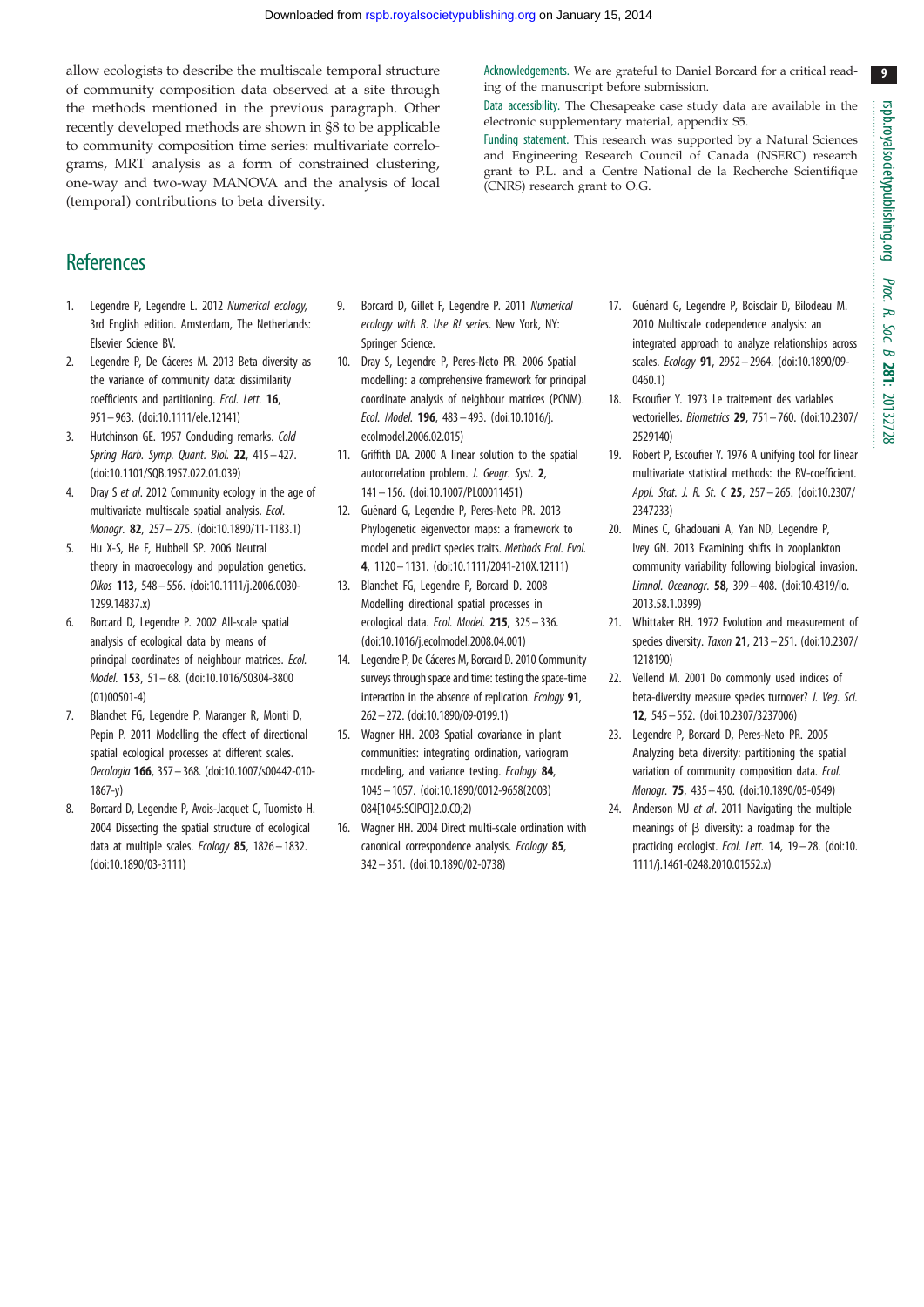allow ecologists to describe the multiscale temporal structure of community composition data observed at a site through the methods mentioned in the previous paragraph. Other recently developed methods are shown in §8 to be applicable to community composition time series: multivariate correlograms, MRT analysis as a form of constrained clustering, one-way and two-way MANOVA and the analysis of local (temporal) contributions to beta diversity.

Acknowledgements. We are grateful to Daniel Borcard for a critical reading of the manuscript before submission.

Data accessibility. The Chesapeake case study data are available in the electronic supplementary material, appendix S5.

Funding statement. This research was supported by a Natural Sciences and Engineering Research Council of Canada (NSERC) research grant to P.L. and a Centre National de la Recherche Scientifique (CNRS) research grant to O.G.

## References

1. Legendre P, Legendre L. 2012 *Numerical ecology*, 3rd English edition. Amsterdam, The Netherlands: Elsevier Science BV.
2. Legendre P, De Cáceres M. 2013 Beta diversity as the variance of community data: dissimilarity coefficients and partitioning. *Ecol. Lett.* **16**, 951–963. (doi:10.1111/ele.12141)
3. Hutchinson GE. 1957 Concluding remarks. *Cold Spring Harb. Symp. Quant. Biol.* **22**, 415–427. (doi:10.1101/SQB.1957.022.01.039)
4. Dray S *et al*. 2012 Community ecology in the age of multivariate multiscale spatial analysis. *Ecol. Monogr.* **82**, 257–275. (doi:10.1890/11-1183.1)
5. Hu X-S, He F, Hubbell SP. 2006 Neutral theory in macroecology and population genetics. *Oikos* **113**, 548–556. (doi:10.1111/j.2006.0030-1299.14837.x)
6. Borcard D, Legendre P. 2002 All-scale spatial analysis of ecological data by means of principal coordinates of neighbour matrices. *Ecol. Model.* **153**, 51–68. (doi:10.1016/S0304-3800(01)00501-4)
7. Blanchet FG, Legendre P, Maranger R, Monti D, Pepin P. 2011 Modelling the effect of directional spatial ecological processes at different scales. *Oecologia* **166**, 357–368. (doi:10.1007/s00442-010-1867-y)
8. Borcard D, Legendre P, Avois-Jacquet C, Tuomisto H. 2004 Dissecting the spatial structure of ecological data at multiple scales. *Ecology* **85**, 1826–1832. (doi:10.1890/03-3111)
9. Borcard D, Gillet F, Legendre P. 2011 *Numerical ecology with R. Use R! series*. New York, NY: Springer Science.
10. Dray S, Legendre P, Peres-Neto PR. 2006 Spatial modelling: a comprehensive framework for principal coordinate analysis of neighbour matrices (PCNM). *Ecol. Model.* **196**, 483–493. (doi:10.1016/j.ecolmodel.2006.02.015)
11. Griffith DA. 2000 A linear solution to the spatial autocorrelation problem. *J. Geogr. Syst.* **2**, 141–156. (doi:10.1007/PL00011451)
12. Guénard G, Legendre P, Peres-Neto PR. 2013 Phylogenetic eigenvector maps: a framework to model and predict species traits. *Methods Ecol. Evol.* **4**, 1120–1131. (doi:10.1111/2041-210X.12111)
13. Blanchet FG, Legendre P, Borcard D. 2008 Modelling directional spatial processes in ecological data. *Ecol. Model.* **215**, 325–336. (doi:10.1016/j.ecolmodel.2008.04.001)
14. Legendre P, De Cáceres M, Borcard D. 2010 Community surveys through space and time: testing the space-time interaction in the absence of replication. *Ecology* **91**, 262–272. (doi:10.1890/09-0199.1)
15. Wagner HH. 2003 Spatial covariance in plant communities: integrating ordination, variogram modeling, and variance testing. *Ecology* **84**, 1045–1057. (doi:10.1890/0012-9658(2003)084[1045:SCIPCI]2.0.CO;2)
16. Wagner HH. 2004 Direct multi-scale ordination with canonical correspondence analysis. *Ecology* **85**, 342–351. (doi:10.1890/02-0738)
17. Guénard G, Legendre P, Boisclair D, Bilodeau M. 2010 Multiscale codependence analysis: an integrated approach to analyze relationships across scales. *Ecology* **91**, 2952–2964. (doi:10.1890/09-0460.1)
18. Escoufier Y. 1973 Le traitement des variables vectorielles. *Biometrics* **29**, 751–760. (doi:10.2307/2529140)
19. Robert P, Escoufier Y. 1976 A unifying tool for linear multivariate statistical methods: the RV-coefficient. *Appl. Stat. J. R. St. C* **25**, 257–265. (doi:10.2307/2347233)
20. Mines C, Ghadouani A, Yan ND, Legendre P, Ivey GN. 2013 Examining shifts in zooplankton community variability following biological invasion. *Limnol. Oceanogr.* **58**, 399–408. (doi:10.4319/lo.2013.58.1.0399)
21. Whittaker RH. 1972 Evolution and measurement of species diversity. *Taxon* **21**, 213–251. (doi:10.2307/1218190)
22. Vellend M. 2001 Do commonly used indices of beta-diversity measure species turnover? *J. Veg. Sci.* **12**, 545–552. (doi:10.2307/3237006)
23. Legendre P, Borcard D, Peres-Neto PR. 2005 Analyzing beta diversity: partitioning the spatial variation of community composition data. *Ecol. Monogr.* **75**, 435–450. (doi:10.1890/05-0549)
24. Anderson MJ *et al*. 2011 Navigating the multiple meanings of β diversity: a roadmap for the practicing ecologist. *Ecol. Lett.* **14**, 19–28. (doi:10.1111/j.1461-0248.2010.01552.x)